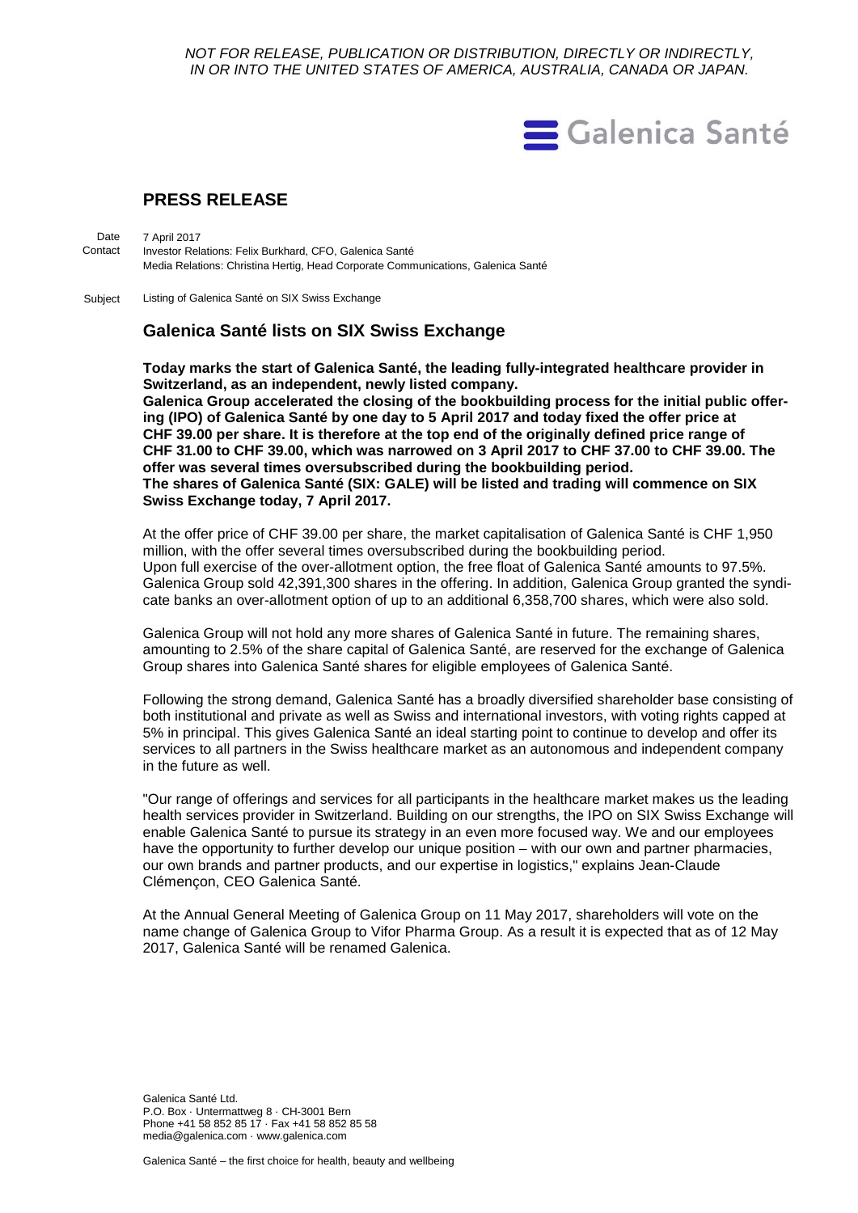*NOT FOR RELEASE, PUBLICATION OR DISTRIBUTION, DIRECTLY OR INDIRECTLY, IN OR INTO THE UNITED STATES OF AMERICA, AUSTRALIA, CANADA OR JAPAN.*

Galenica Santé

## PRESS RELEASE

Date 7 April 2017
Contact Investor Relations: Felix Burkhard, CFO, Galenica Santé
Media Relations: Christina Hertig, Head Corporate Communications, Galenica Santé

Subject Listing of Galenica Santé on SIX Swiss Exchange

# Galenica Santé lists on SIX Swiss Exchange

**Today marks the start of Galenica Santé, the leading fully-integrated healthcare provider in Switzerland, as an independent, newly listed company.**
**Galenica Group accelerated the closing of the bookbuilding process for the initial public offering (IPO) of Galenica Santé by one day to 5 April 2017 and today fixed the offer price at CHF 39.00 per share. It is therefore at the top end of the originally defined price range of CHF 31.00 to CHF 39.00, which was narrowed on 3 April 2017 to CHF 37.00 to CHF 39.00. The offer was several times oversubscribed during the bookbuilding period.**
**The shares of Galenica Santé (SIX: GALE) will be listed and trading will commence on SIX Swiss Exchange today, 7 April 2017.**

At the offer price of CHF 39.00 per share, the market capitalisation of Galenica Santé is CHF 1,950 million, with the offer several times oversubscribed during the bookbuilding period.
Upon full exercise of the over-allotment option, the free float of Galenica Santé amounts to 97.5%. Galenica Group sold 42,391,300 shares in the offering. In addition, Galenica Group granted the syndicate banks an over-allotment option of up to an additional 6,358,700 shares, which were also sold.

Galenica Group will not hold any more shares of Galenica Santé in future. The remaining shares, amounting to 2.5% of the share capital of Galenica Santé, are reserved for the exchange of Galenica Group shares into Galenica Santé shares for eligible employees of Galenica Santé.

Following the strong demand, Galenica Santé has a broadly diversified shareholder base consisting of both institutional and private as well as Swiss and international investors, with voting rights capped at 5% in principal. This gives Galenica Santé an ideal starting point to continue to develop and offer its services to all partners in the Swiss healthcare market as an autonomous and independent company in the future as well.

"Our range of offerings and services for all participants in the healthcare market makes us the leading health services provider in Switzerland. Building on our strengths, the IPO on SIX Swiss Exchange will enable Galenica Santé to pursue its strategy in an even more focused way. We and our employees have the opportunity to further develop our unique position – with our own and partner pharmacies, our own brands and partner products, and our expertise in logistics," explains Jean-Claude Clémençon, CEO Galenica Santé.

At the Annual General Meeting of Galenica Group on 11 May 2017, shareholders will vote on the name change of Galenica Group to Vifor Pharma Group. As a result it is expected that as of 12 May 2017, Galenica Santé will be renamed Galenica.

Galenica Santé Ltd.
P.O. Box · Untermattweg 8 · CH-3001 Bern
Phone +41 58 852 85 17 · Fax +41 58 852 85 58
media@galenica.com · www.galenica.com

Galenica Santé – the first choice for health, beauty and wellbeing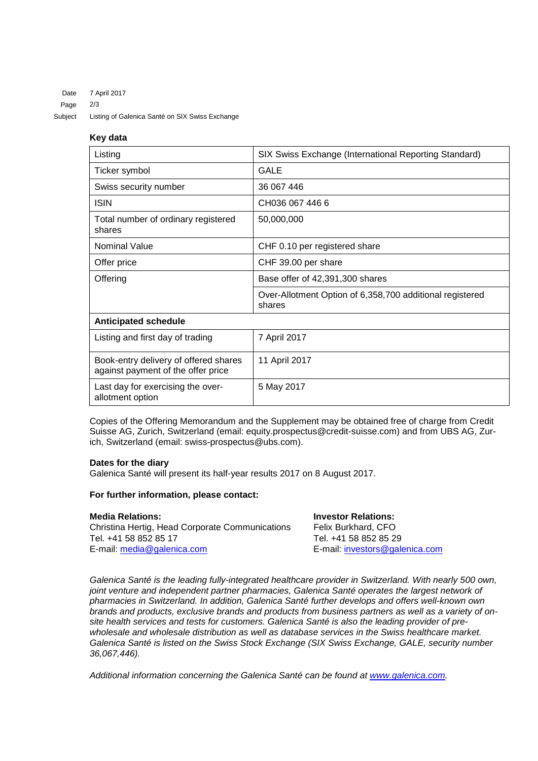Date 7 April 2017

Subject Listing of Galenica Santé on SIX Swiss Exchange

**Key data**

| | |
|---|---|
| Listing | SIX Swiss Exchange (International Reporting Standard) |
| Ticker symbol | GALE |
| Swiss security number | 36 067 446 |
| ISIN | CH036 067 446 6 |
| Total number of ordinary registered shares | 50,000,000 |
| Nominal Value | CHF 0.10 per registered share |
| Offer price | CHF 39.00 per share |
| Offering | Base offer of 42,391,300 shares |
| | Over-Allotment Option of 6,358,700 additional registered shares |
| **Anticipated schedule** | |
| Listing and first day of trading | 7 April 2017 |
| Book-entry delivery of offered shares against payment of the offer price | 11 April 2017 |
| Last day for exercising the over-allotment option | 5 May 2017 |

Copies of the Offering Memorandum and the Supplement may be obtained free of charge from Credit Suisse AG, Zurich, Switzerland (email: equity.prospectus@credit-suisse.com) and from UBS AG, Zurich, Switzerland (email: swiss-prospectus@ubs.com).

**Dates for the diary**

Galenica Santé will present its half-year results 2017 on 8 August 2017.

**For further information, please contact:**

**Media Relations:**
Christina Hertig, Head Corporate Communications
Tel. +41 58 852 85 17
E-mail: media@galenica.com

**Investor Relations:**
Felix Burkhard, CFO
Tel. +41 58 852 85 29
E-mail: investors@galenica.com

*Galenica Santé is the leading fully-integrated healthcare provider in Switzerland. With nearly 500 own, joint venture and independent partner pharmacies, Galenica Santé operates the largest network of pharmacies in Switzerland. In addition, Galenica Santé further develops and offers well-known own brands and products, exclusive brands and products from business partners as well as a variety of on-site health services and tests for customers. Galenica Santé is also the leading provider of pre-wholesale and wholesale distribution as well as database services in the Swiss healthcare market. Galenica Santé is listed on the Swiss Stock Exchange (SIX Swiss Exchange, GALE, security number 36,067,446).*

*Additional information concerning the Galenica Santé can be found at www.galenica.com.*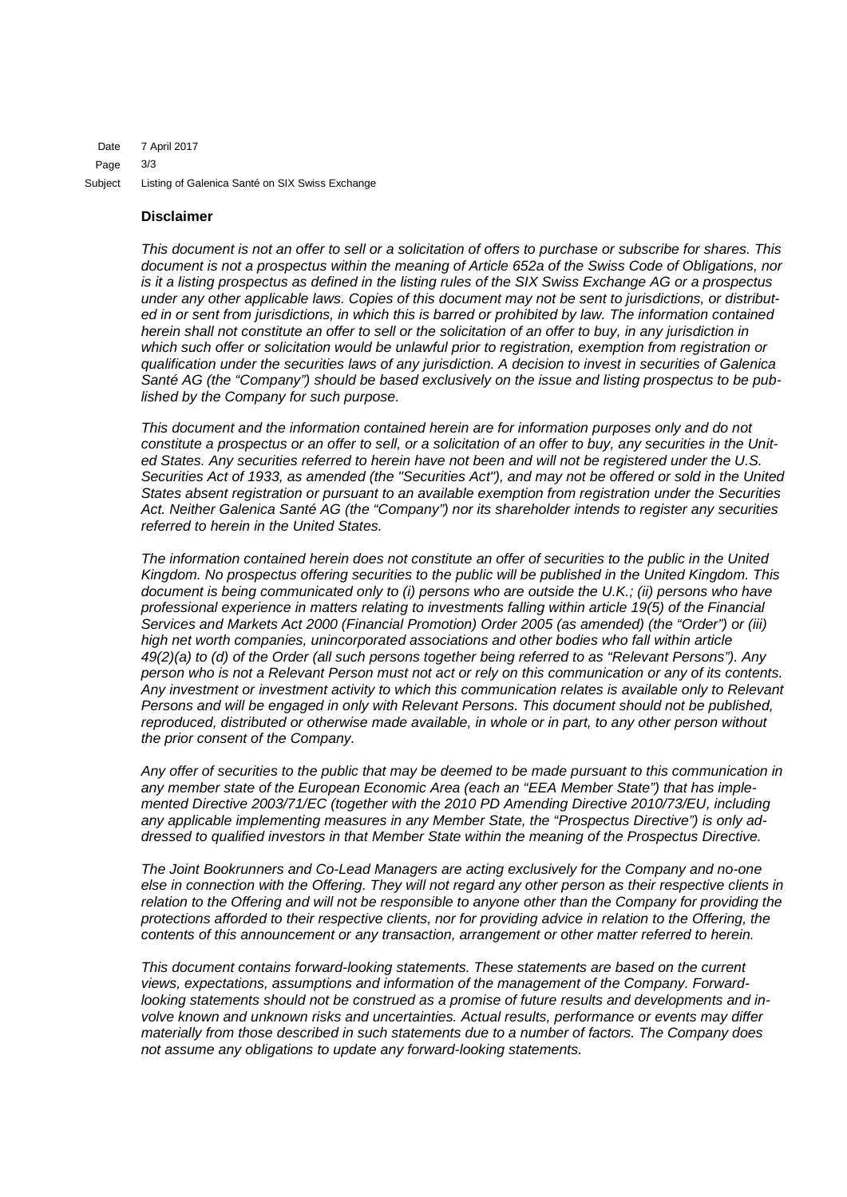Date 7 April 2017

Subject Listing of Galenica Santé on SIX Swiss Exchange

**Disclaimer**

*This document is not an offer to sell or a solicitation of offers to purchase or subscribe for shares. This document is not a prospectus within the meaning of Article 652a of the Swiss Code of Obligations, nor is it a listing prospectus as defined in the listing rules of the SIX Swiss Exchange AG or a prospectus under any other applicable laws. Copies of this document may not be sent to jurisdictions, or distributed in or sent from jurisdictions, in which this is barred or prohibited by law. The information contained herein shall not constitute an offer to sell or the solicitation of an offer to buy, in any jurisdiction in which such offer or solicitation would be unlawful prior to registration, exemption from registration or qualification under the securities laws of any jurisdiction. A decision to invest in securities of Galenica Santé AG (the "Company") should be based exclusively on the issue and listing prospectus to be published by the Company for such purpose.*

*This document and the information contained herein are for information purposes only and do not constitute a prospectus or an offer to sell, or a solicitation of an offer to buy, any securities in the United States. Any securities referred to herein have not been and will not be registered under the U.S. Securities Act of 1933, as amended (the "Securities Act"), and may not be offered or sold in the United States absent registration or pursuant to an available exemption from registration under the Securities Act. Neither Galenica Santé AG (the "Company") nor its shareholder intends to register any securities referred to herein in the United States.*

*The information contained herein does not constitute an offer of securities to the public in the United Kingdom. No prospectus offering securities to the public will be published in the United Kingdom. This document is being communicated only to (i) persons who are outside the U.K.; (ii) persons who have professional experience in matters relating to investments falling within article 19(5) of the Financial Services and Markets Act 2000 (Financial Promotion) Order 2005 (as amended) (the "Order") or (iii) high net worth companies, unincorporated associations and other bodies who fall within article 49(2)(a) to (d) of the Order (all such persons together being referred to as "Relevant Persons"). Any person who is not a Relevant Person must not act or rely on this communication or any of its contents. Any investment or investment activity to which this communication relates is available only to Relevant Persons and will be engaged in only with Relevant Persons. This document should not be published, reproduced, distributed or otherwise made available, in whole or in part, to any other person without the prior consent of the Company.*

*Any offer of securities to the public that may be deemed to be made pursuant to this communication in any member state of the European Economic Area (each an "EEA Member State") that has implemented Directive 2003/71/EC (together with the 2010 PD Amending Directive 2010/73/EU, including any applicable implementing measures in any Member State, the "Prospectus Directive") is only addressed to qualified investors in that Member State within the meaning of the Prospectus Directive.*

*The Joint Bookrunners and Co-Lead Managers are acting exclusively for the Company and no-one else in connection with the Offering. They will not regard any other person as their respective clients in relation to the Offering and will not be responsible to anyone other than the Company for providing the protections afforded to their respective clients, nor for providing advice in relation to the Offering, the contents of this announcement or any transaction, arrangement or other matter referred to herein.*

*This document contains forward-looking statements. These statements are based on the current views, expectations, assumptions and information of the management of the Company. Forward-looking statements should not be construed as a promise of future results and developments and involve known and unknown risks and uncertainties. Actual results, performance or events may differ materially from those described in such statements due to a number of factors. The Company does not assume any obligations to update any forward-looking statements.*